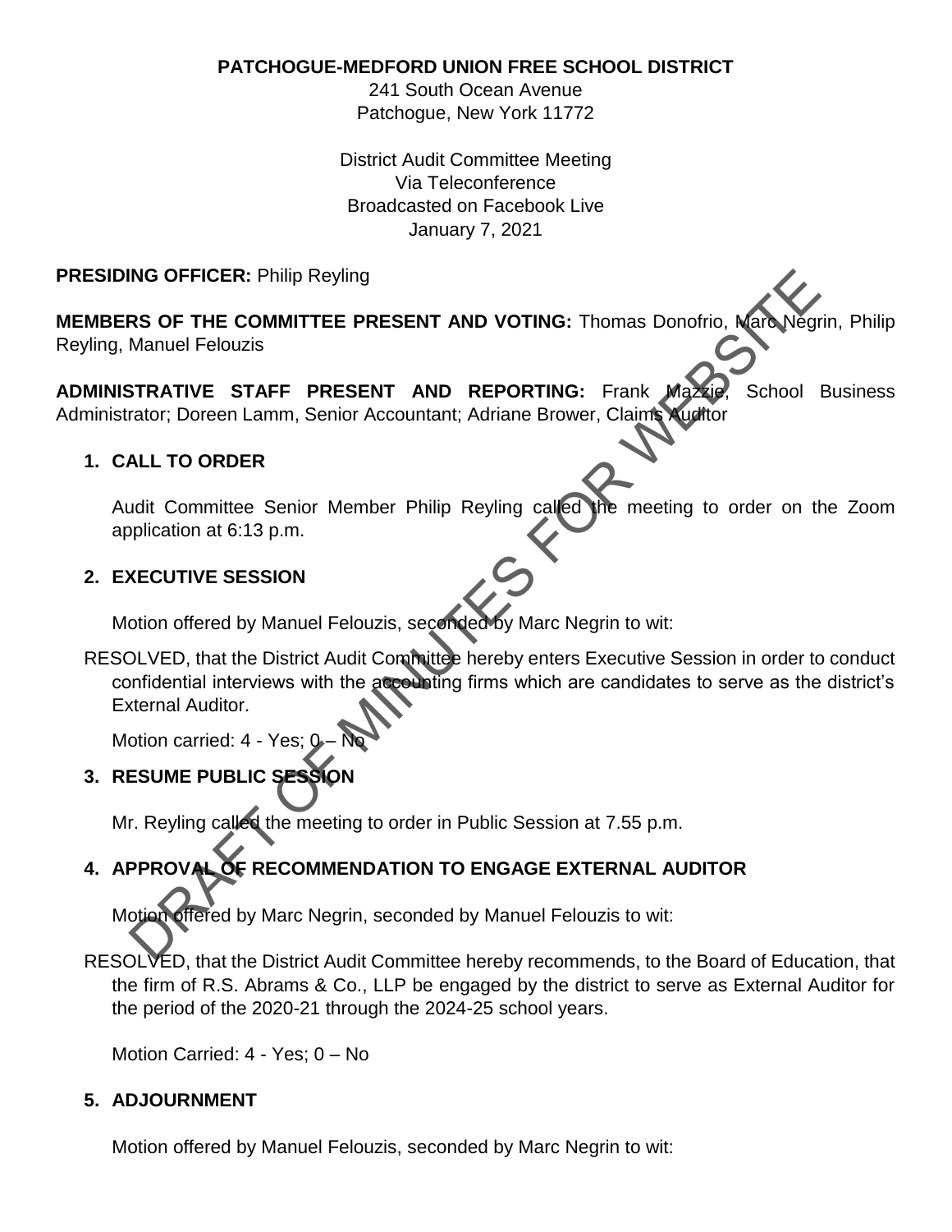**PATCHOGUE-MEDFORD UNION FREE SCHOOL DISTRICT**
241 South Ocean Avenue
Patchogue, New York 11772

District Audit Committee Meeting
Via Teleconference
Broadcasted on Facebook Live
January 7, 2021

**PRESIDING OFFICER:** Philip Reyling

**MEMBERS OF THE COMMITTEE PRESENT AND VOTING:** Thomas Donofrio, Marc Negrin, Philip Reyling, Manuel Felouzis

**ADMINISTRATIVE STAFF PRESENT AND REPORTING:** Frank Mazzie, School Business Administrator; Doreen Lamm, Senior Accountant; Adriane Brower, Claims Auditor

1. **CALL TO ORDER**

   Audit Committee Senior Member Philip Reyling called the meeting to order on the Zoom application at 6:13 p.m.

2. **EXECUTIVE SESSION**

   Motion offered by Manuel Felouzis, seconded by Marc Negrin to wit:

RESOLVED, that the District Audit Committee hereby enters Executive Session in order to conduct confidential interviews with the accounting firms which are candidates to serve as the district's External Auditor.

   Motion carried: 4 - Yes; 0 – No

3. **RESUME PUBLIC SESSION**

   Mr. Reyling called the meeting to order in Public Session at 7.55 p.m.

4. **APPROVAL OF RECOMMENDATION TO ENGAGE EXTERNAL AUDITOR**

   Motion offered by Marc Negrin, seconded by Manuel Felouzis to wit:

RESOLVED, that the District Audit Committee hereby recommends, to the Board of Education, that the firm of R.S. Abrams & Co., LLP be engaged by the district to serve as External Auditor for the period of the 2020-21 through the 2024-25 school years.

   Motion Carried: 4 - Yes; 0 – No

5. **ADJOURNMENT**

   Motion offered by Manuel Felouzis, seconded by Marc Negrin to wit: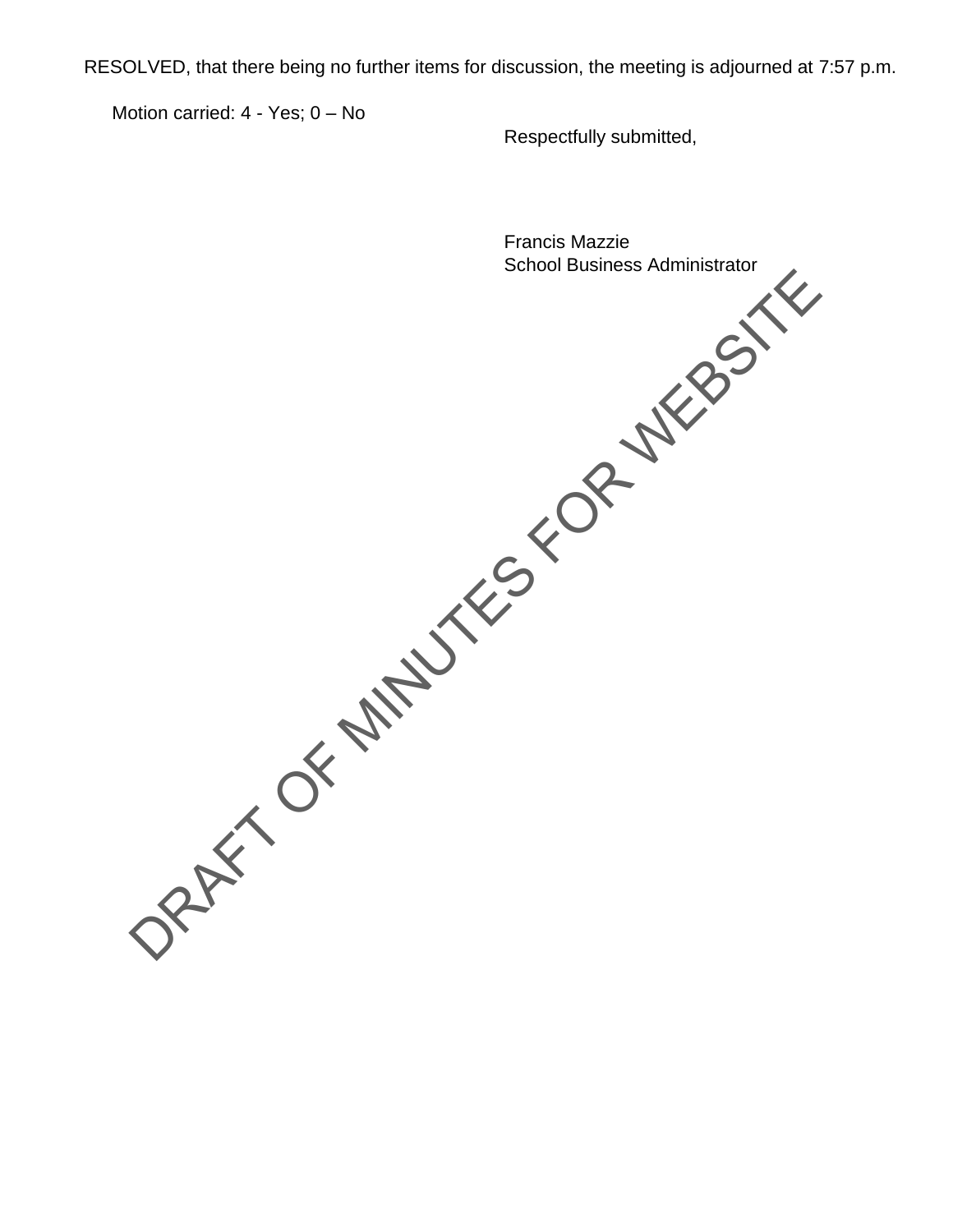RESOLVED, that there being no further items for discussion, the meeting is adjourned at 7:57 p.m.

Motion carried: 4 - Yes; 0 – No

Respectfully submitted,

Francis Mazzie
School Business Administrator

DRAFT OF MINUTES FOR WEBSITE